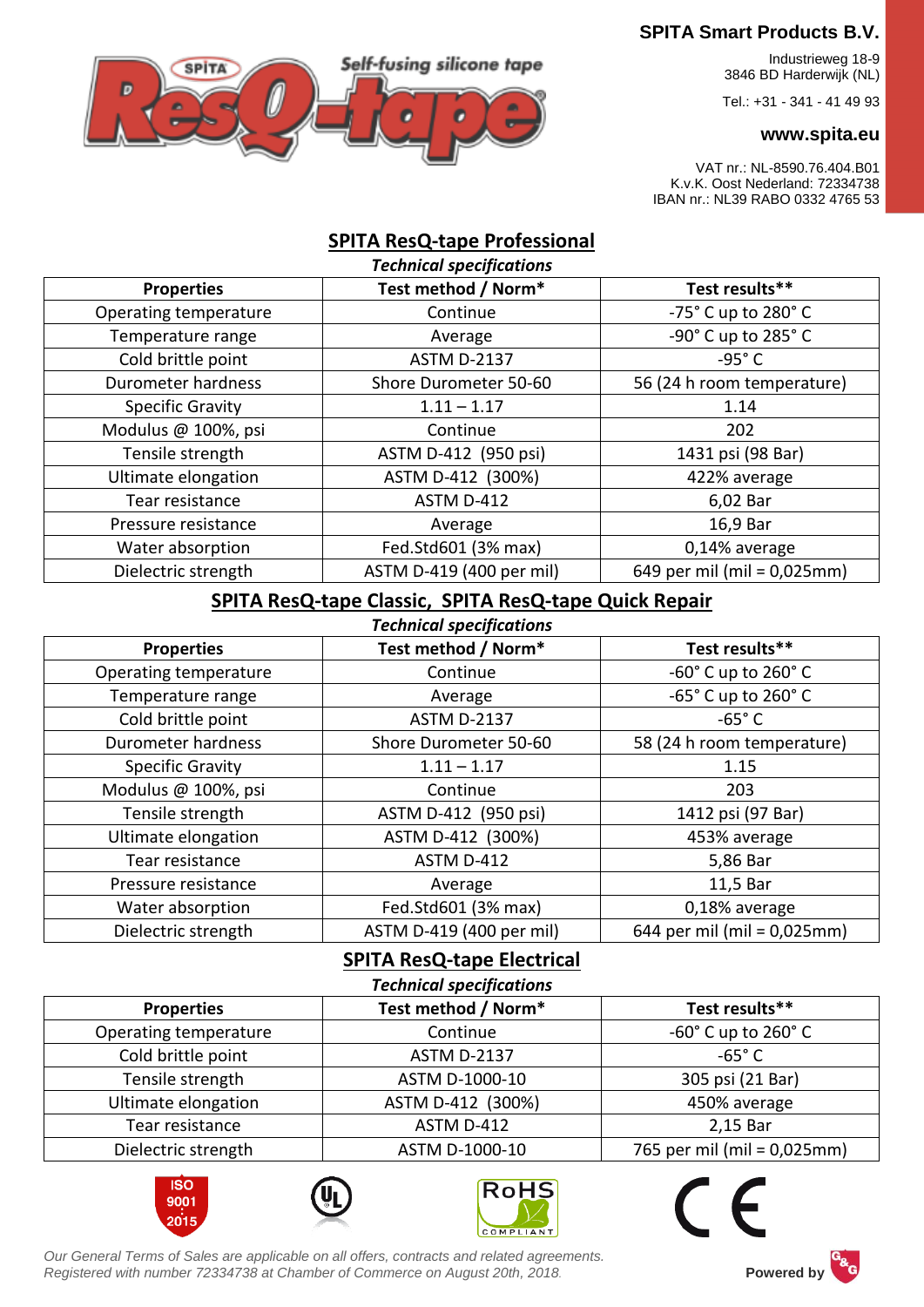**SPITA Smart Products B.V.**

Industrieweg 18-9
3846 BD Harderwijk (NL)

Tel.: +31 - 341 - 41 49 93

**www.spita.eu**

VAT nr.: NL-8590.76.404.B01
K.v.K. Oost Nederland: 72334738
IBAN nr.: NL39 RABO 0332 4765 53

## SPITA ResQ-tape Professional

***Technical specifications***

| Properties | Test method / Norm* | Test results** |
|---|---|---|
| Operating temperature | Continue | -75° C up to 280° C |
| Temperature range | Average | -90° C up to 285° C |
| Cold brittle point | ASTM D-2137 | -95° C |
| Durometer hardness | Shore Durometer 50-60 | 56 (24 h room temperature) |
| Specific Gravity | 1.11 – 1.17 | 1.14 |
| Modulus @ 100%, psi | Continue | 202 |
| Tensile strength | ASTM D-412 (950 psi) | 1431 psi (98 Bar) |
| Ultimate elongation | ASTM D-412 (300%) | 422% average |
| Tear resistance | ASTM D-412 | 6,02 Bar |
| Pressure resistance | Average | 16,9 Bar |
| Water absorption | Fed.Std601 (3% max) | 0,14% average |
| Dielectric strength | ASTM D-419 (400 per mil) | 649 per mil (mil = 0,025mm) |

## SPITA ResQ-tape Classic, SPITA ResQ-tape Quick Repair

***Technical specifications***

| Properties | Test method / Norm* | Test results** |
|---|---|---|
| Operating temperature | Continue | -60° C up to 260° C |
| Temperature range | Average | -65° C up to 260° C |
| Cold brittle point | ASTM D-2137 | -65° C |
| Durometer hardness | Shore Durometer 50-60 | 58 (24 h room temperature) |
| Specific Gravity | 1.11 – 1.17 | 1.15 |
| Modulus @ 100%, psi | Continue | 203 |
| Tensile strength | ASTM D-412 (950 psi) | 1412 psi (97 Bar) |
| Ultimate elongation | ASTM D-412 (300%) | 453% average |
| Tear resistance | ASTM D-412 | 5,86 Bar |
| Pressure resistance | Average | 11,5 Bar |
| Water absorption | Fed.Std601 (3% max) | 0,18% average |
| Dielectric strength | ASTM D-419 (400 per mil) | 644 per mil (mil = 0,025mm) |

## SPITA ResQ-tape Electrical

***Technical specifications***

| Properties | Test method / Norm* | Test results** |
|---|---|---|
| Operating temperature | Continue | -60° C up to 260° C |
| Cold brittle point | ASTM D-2137 | -65° C |
| Tensile strength | ASTM D-1000-10 | 305 psi (21 Bar) |
| Ultimate elongation | ASTM D-412 (300%) | 450% average |
| Tear resistance | ASTM D-412 | 2,15 Bar |
| Dielectric strength | ASTM D-1000-10 | 765 per mil (mil = 0,025mm) |

*Our General Terms of Sales are applicable on all offers, contracts and related agreements.*
*Registered with number 72334738 at Chamber of Commerce on August 20th, 2018.*

**Powered by**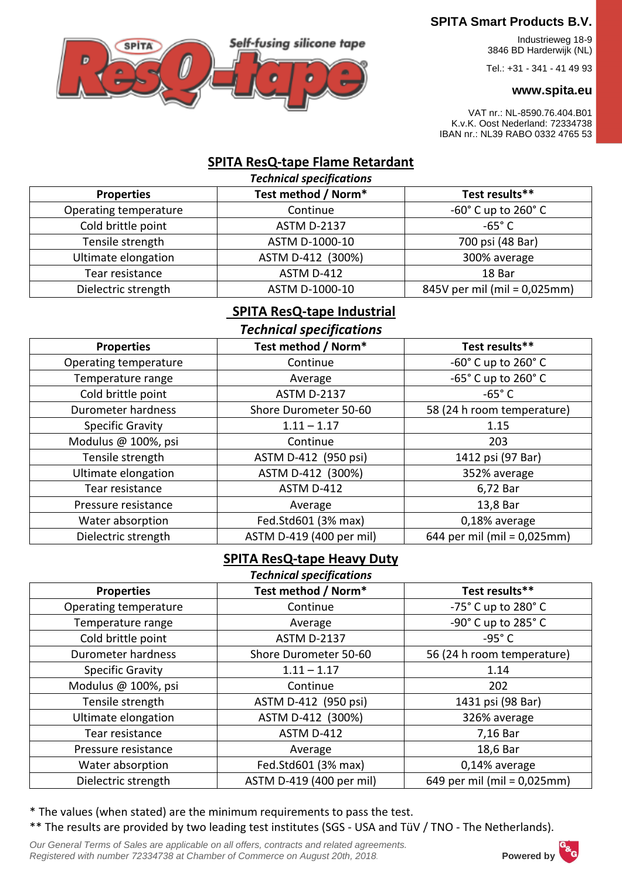**SPITA Smart Products B.V.**

Industrieweg 18-9
3846 BD Harderwijk (NL)

Tel.: +31 - 341 - 41 49 93

**www.spita.eu**

VAT nr.: NL-8590.76.404.B01
K.v.K. Oost Nederland: 72334738
IBAN nr.: NL39 RABO 0332 4765 53

## SPITA ResQ-tape Flame Retardant

***Technical specifications***

| Properties | Test method / Norm* | Test results** |
|---|---|---|
| Operating temperature | Continue | -60° C up to 260° C |
| Cold brittle point | ASTM D-2137 | -65° C |
| Tensile strength | ASTM D-1000-10 | 700 psi (48 Bar) |
| Ultimate elongation | ASTM D-412 (300%) | 300% average |
| Tear resistance | ASTM D-412 | 18 Bar |
| Dielectric strength | ASTM D-1000-10 | 845V per mil (mil = 0,025mm) |

## SPITA ResQ-tape Industrial

***Technical specifications***

| Properties | Test method / Norm* | Test results** |
|---|---|---|
| Operating temperature | Continue | -60° C up to 260° C |
| Temperature range | Average | -65° C up to 260° C |
| Cold brittle point | ASTM D-2137 | -65° C |
| Durometer hardness | Shore Durometer 50-60 | 58 (24 h room temperature) |
| Specific Gravity | 1.11 – 1.17 | 1.15 |
| Modulus @ 100%, psi | Continue | 203 |
| Tensile strength | ASTM D-412 (950 psi) | 1412 psi (97 Bar) |
| Ultimate elongation | ASTM D-412 (300%) | 352% average |
| Tear resistance | ASTM D-412 | 6,72 Bar |
| Pressure resistance | Average | 13,8 Bar |
| Water absorption | Fed.Std601 (3% max) | 0,18% average |
| Dielectric strength | ASTM D-419 (400 per mil) | 644 per mil (mil = 0,025mm) |

## SPITA ResQ-tape Heavy Duty

***Technical specifications***

| Properties | Test method / Norm* | Test results** |
|---|---|---|
| Operating temperature | Continue | -75° C up to 280° C |
| Temperature range | Average | -90° C up to 285° C |
| Cold brittle point | ASTM D-2137 | -95° C |
| Durometer hardness | Shore Durometer 50-60 | 56 (24 h room temperature) |
| Specific Gravity | 1.11 – 1.17 | 1.14 |
| Modulus @ 100%, psi | Continue | 202 |
| Tensile strength | ASTM D-412 (950 psi) | 1431 psi (98 Bar) |
| Ultimate elongation | ASTM D-412 (300%) | 326% average |
| Tear resistance | ASTM D-412 | 7,16 Bar |
| Pressure resistance | Average | 18,6 Bar |
| Water absorption | Fed.Std601 (3% max) | 0,14% average |
| Dielectric strength | ASTM D-419 (400 per mil) | 649 per mil (mil = 0,025mm) |

* The values (when stated) are the minimum requirements to pass the test.

** The results are provided by two leading test institutes (SGS - USA and TüV / TNO - The Netherlands).

*Our General Terms of Sales are applicable on all offers, contracts and related agreements.*
*Registered with number 72334738 at Chamber of Commerce on August 20th, 2018.*

**Powered by**